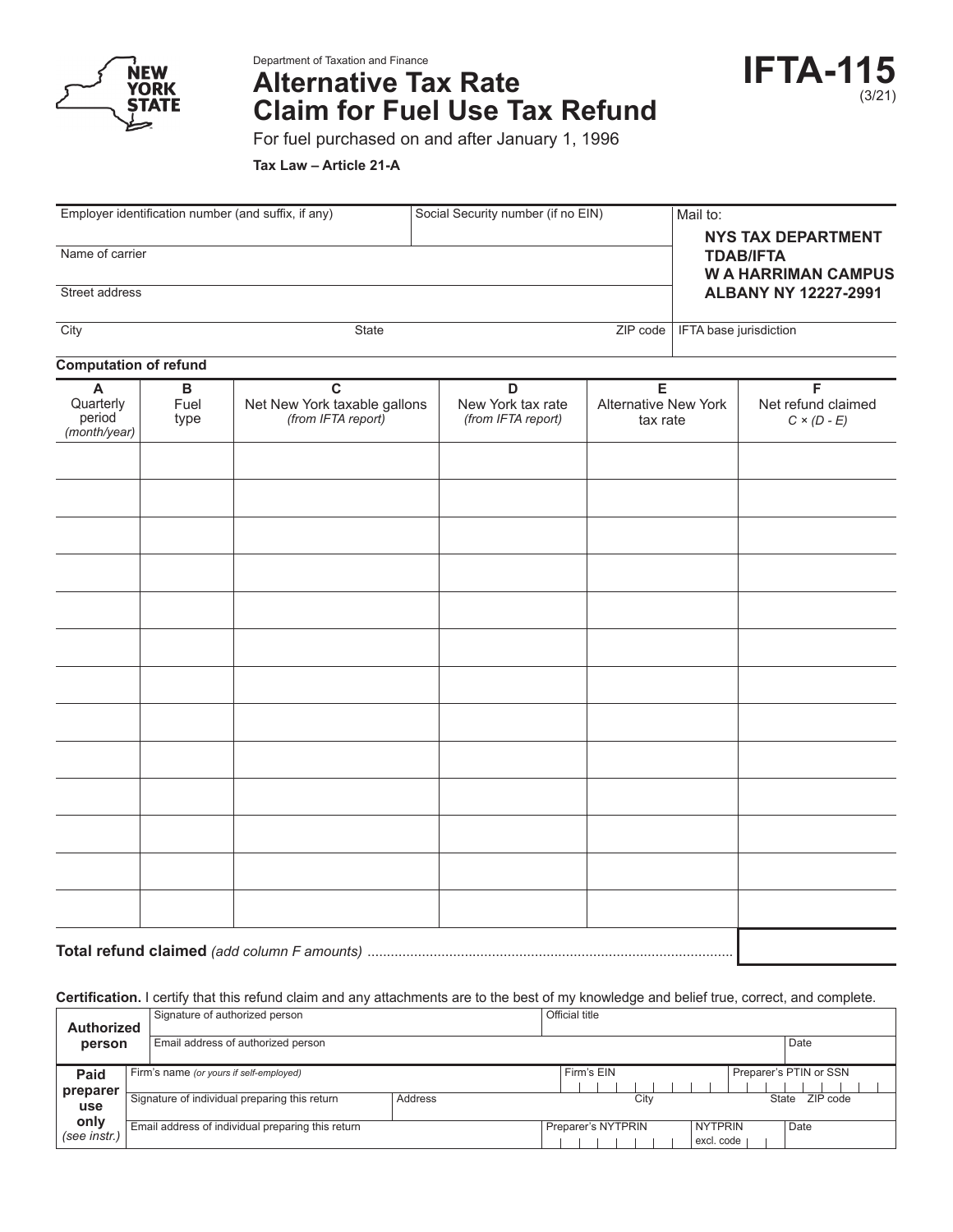Department of Taxation and Finance

# Alternative Tax Rate Claim for Fuel Use Tax Refund

**IFTA-115** (3/21)

For fuel purchased on and after January 1, 1996

**Tax Law – Article 21-A**

| Employer identification number (and suffix, if any) | Social Security number (if no EIN) | Mail to: **NYS TAX DEPARTMENT TDAB/IFTA W A HARRIMAN CAMPUS ALBANY NY 12227-2991** |
|---|---|---|
| Name of carrier | | |
| Street address | | |
| City / State / ZIP code | | IFTA base jurisdiction |

**Computation of refund**

| A Quarterly period *(month/year)* | B Fuel type | C Net New York taxable gallons *(from IFTA report)* | D New York tax rate *(from IFTA report)* | E Alternative New York tax rate | F Net refund claimed *C × (D - E)* |
|---|---|---|---|---|---|
| | | | | | |
| | | | | | |
| | | | | | |
| | | | | | |
| | | | | | |
| | | | | | |
| | | | | | |
| | | | | | |
| | | | | | |
| | | | | | |
| | | | | | |
| | | | | | |
| | | | | | |

**Total refund claimed** *(add column F amounts)* ..........

**Certification.** I certify that this refund claim and any attachments are to the best of my knowledge and belief true, correct, and complete.

| **Authorized person** | Signature of authorized person | Official title | |
|---|---|---|---|
| | Email address of authorized person | | Date |

| **Paid preparer use only** *(see instr.)* | Firm's name *(or yours if self-employed)* | | Firm's EIN | Preparer's PTIN or SSN |
|---|---|---|---|---|
| | Signature of individual preparing this return | Address | City | State ZIP code |
| | Email address of individual preparing this return | | Preparer's NYTPRIN / NYTPRIN excl. code | Date |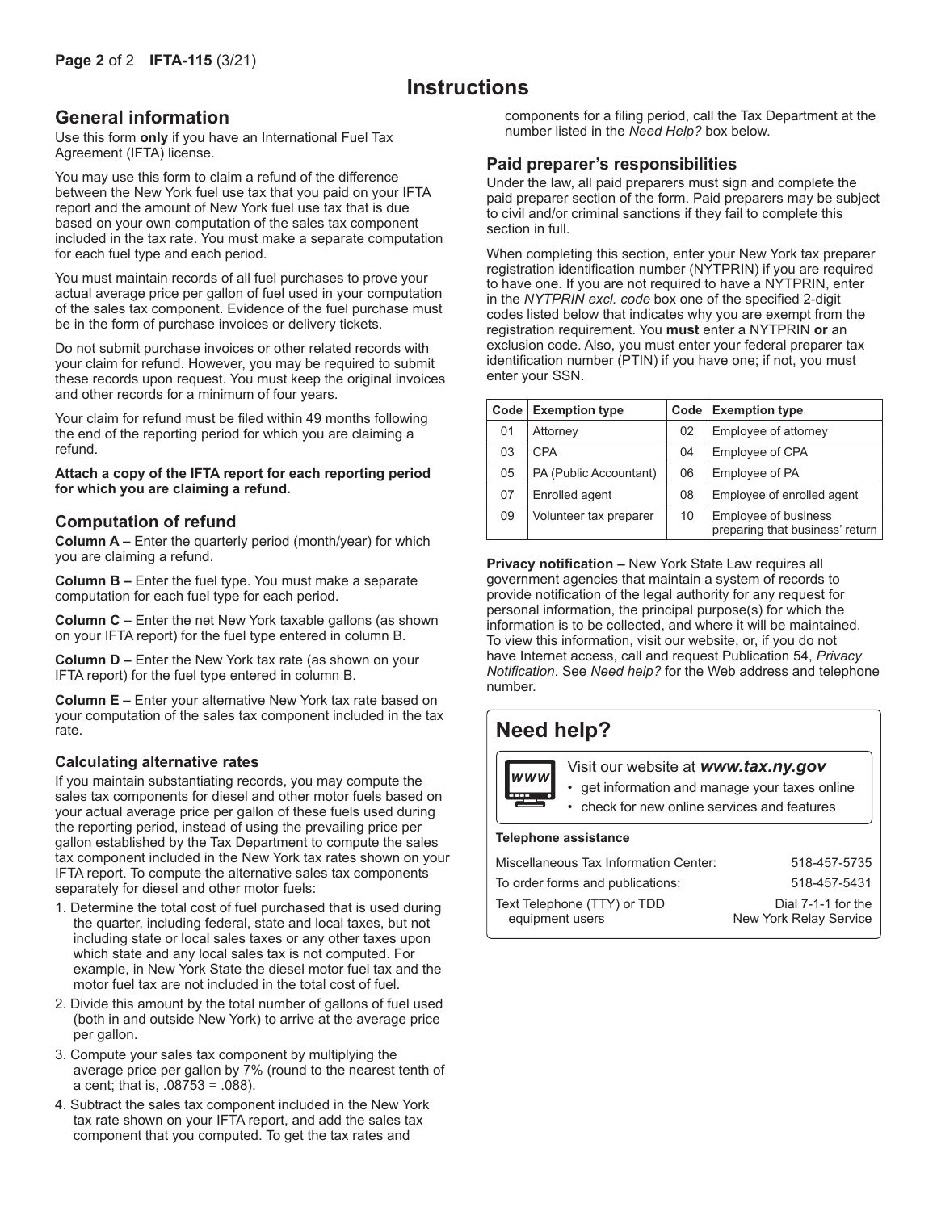# Instructions

## General information

Use this form **only** if you have an International Fuel Tax Agreement (IFTA) license.

You may use this form to claim a refund of the difference between the New York fuel use tax that you paid on your IFTA report and the amount of New York fuel use tax that is due based on your own computation of the sales tax component included in the tax rate. You must make a separate computation for each fuel type and each period.

You must maintain records of all fuel purchases to prove your actual average price per gallon of fuel used in your computation of the sales tax component. Evidence of the fuel purchase must be in the form of purchase invoices or delivery tickets.

Do not submit purchase invoices or other related records with your claim for refund. However, you may be required to submit these records upon request. You must keep the original invoices and other records for a minimum of four years.

Your claim for refund must be filed within 49 months following the end of the reporting period for which you are claiming a refund.

**Attach a copy of the IFTA report for each reporting period for which you are claiming a refund.**

## Computation of refund

**Column A –** Enter the quarterly period (month/year) for which you are claiming a refund.

**Column B –** Enter the fuel type. You must make a separate computation for each fuel type for each period.

**Column C –** Enter the net New York taxable gallons (as shown on your IFTA report) for the fuel type entered in column B.

**Column D –** Enter the New York tax rate (as shown on your IFTA report) for the fuel type entered in column B.

**Column E –** Enter your alternative New York tax rate based on your computation of the sales tax component included in the tax rate.

### Calculating alternative rates

If you maintain substantiating records, you may compute the sales tax components for diesel and other motor fuels based on your actual average price per gallon of these fuels used during the reporting period, instead of using the prevailing price per gallon established by the Tax Department to compute the sales tax component included in the New York tax rates shown on your IFTA report. To compute the alternative sales tax components separately for diesel and other motor fuels:

1. Determine the total cost of fuel purchased that is used during the quarter, including federal, state and local taxes, but not including state or local sales taxes or any other taxes upon which state and any local sales tax is not computed. For example, in New York State the diesel motor fuel tax and the motor fuel tax are not included in the total cost of fuel.
2. Divide this amount by the total number of gallons of fuel used (both in and outside New York) to arrive at the average price per gallon.
3. Compute your sales tax component by multiplying the average price per gallon by 7% (round to the nearest tenth of a cent; that is, .08753 = .088).
4. Subtract the sales tax component included in the New York tax rate shown on your IFTA report, and add the sales tax component that you computed. To get the tax rates and components for a filing period, call the Tax Department at the number listed in the *Need Help?* box below.

## Paid preparer's responsibilities

Under the law, all paid preparers must sign and complete the paid preparer section of the form. Paid preparers may be subject to civil and/or criminal sanctions if they fail to complete this section in full.

When completing this section, enter your New York tax preparer registration identification number (NYTPRIN) if you are required to have one. If you are not required to have a NYTPRIN, enter in the *NYTPRIN excl. code* box one of the specified 2-digit codes listed below that indicates why you are exempt from the registration requirement. You **must** enter a NYTPRIN **or** an exclusion code. Also, you must enter your federal preparer tax identification number (PTIN) if you have one; if not, you must enter your SSN.

| Code | Exemption type | Code | Exemption type |
|---|---|---|---|
| 01 | Attorney | 02 | Employee of attorney |
| 03 | CPA | 04 | Employee of CPA |
| 05 | PA (Public Accountant) | 06 | Employee of PA |
| 07 | Enrolled agent | 08 | Employee of enrolled agent |
| 09 | Volunteer tax preparer | 10 | Employee of business preparing that business' return |

**Privacy notification –** New York State Law requires all government agencies that maintain a system of records to provide notification of the legal authority for any request for personal information, the principal purpose(s) for which the information is to be collected, and where it will be maintained. To view this information, visit our website, or, if you do not have Internet access, call and request Publication 54, *Privacy Notification*. See *Need help?* for the Web address and telephone number.

## Need help?

Visit our website at ***www.tax.ny.gov***

- get information and manage your taxes online
- check for new online services and features

**Telephone assistance**

| | |
|---|---|
| Miscellaneous Tax Information Center: | 518-457-5735 |
| To order forms and publications: | 518-457-5431 |
| Text Telephone (TTY) or TDD equipment users | Dial 7-1-1 for the New York Relay Service |